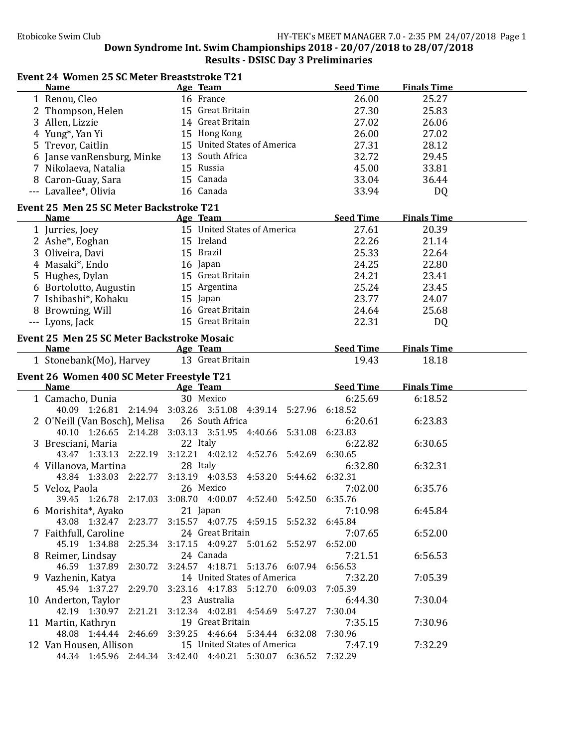Etobicoke Swim Club

## Down Syndrome Int. Swim Championships 2018 - 20/07/2018 to 28/07/2018

### Results - DSISC Day 3 Preliminaries

#### Event 24 Women 25 SC Meter Breaststroke T21

| | Name | Age | Team | Seed Time | Finals Time |
|---|---|---|---|---|---|
| 1 | Renou, Cleo | 16 | France | 26.00 | 25.27 |
| 2 | Thompson, Helen | 15 | Great Britain | 27.30 | 25.83 |
| 3 | Allen, Lizzie | 14 | Great Britain | 27.02 | 26.06 |
| 4 | Yung*, Yan Yi | 15 | Hong Kong | 26.00 | 27.02 |
| 5 | Trevor, Caitlin | 15 | United States of America | 27.31 | 28.12 |
| 6 | Janse vanRensburg, Minke | 13 | South Africa | 32.72 | 29.45 |
| 7 | Nikolaeva, Natalia | 15 | Russia | 45.00 | 33.81 |
| 8 | Caron-Guay, Sara | 15 | Canada | 33.04 | 36.44 |
| --- | Lavallee*, Olivia | 16 | Canada | 33.94 | DQ |

#### Event 25 Men 25 SC Meter Backstroke T21

| | Name | Age | Team | Seed Time | Finals Time |
|---|---|---|---|---|---|
| 1 | Jurries, Joey | 15 | United States of America | 27.61 | 20.39 |
| 2 | Ashe*, Eoghan | 15 | Ireland | 22.26 | 21.14 |
| 3 | Oliveira, Davi | 15 | Brazil | 25.33 | 22.64 |
| 4 | Masaki*, Endo | 16 | Japan | 24.25 | 22.80 |
| 5 | Hughes, Dylan | 15 | Great Britain | 24.21 | 23.41 |
| 6 | Bortolotto, Augustin | 15 | Argentina | 25.24 | 23.45 |
| 7 | Ishibashi*, Kohaku | 15 | Japan | 23.77 | 24.07 |
| 8 | Browning, Will | 16 | Great Britain | 24.64 | 25.68 |
| --- | Lyons, Jack | 15 | Great Britain | 22.31 | DQ |

#### Event 25 Men 25 SC Meter Backstroke Mosaic

| | Name | Age | Team | Seed Time | Finals Time |
|---|---|---|---|---|---|
| 1 | Stonebank(Mo), Harvey | 13 | Great Britain | 19.43 | 18.18 |

#### Event 26 Women 400 SC Meter Freestyle T21

| | Name | Age | Team | Seed Time | Finals Time |
|---|---|---|---|---|---|
| 1 | Camacho, Dunia | 30 | Mexico | 6:25.69 | 6:18.52 |
| | 40.09 1:26.81 2:14.94 3:03.26 3:51.08 4:39.14 5:27.96 6:18.52 | | | | |
| 2 | O'Neill (Van Bosch), Melisa | 26 | South Africa | 6:20.61 | 6:23.83 |
| | 40.10 1:26.65 2:14.28 3:03.13 3:51.95 4:40.66 5:31.08 6:23.83 | | | | |
| 3 | Bresciani, Maria | 22 | Italy | 6:22.82 | 6:30.65 |
| | 43.47 1:33.13 2:22.19 3:12.21 4:02.12 4:52.76 5:42.69 6:30.65 | | | | |
| 4 | Villanova, Martina | 28 | Italy | 6:32.80 | 6:32.31 |
| | 43.84 1:33.03 2:22.77 3:13.19 4:03.53 4:53.20 5:44.62 6:32.31 | | | | |
| 5 | Veloz, Paola | 26 | Mexico | 7:02.00 | 6:35.76 |
| | 39.45 1:26.78 2:17.03 3:08.70 4:00.07 4:52.40 5:42.50 6:35.76 | | | | |
| 6 | Morishita*, Ayako | 21 | Japan | 7:10.98 | 6:45.84 |
| | 43.08 1:32.47 2:23.77 3:15.57 4:07.75 4:59.15 5:52.32 6:45.84 | | | | |
| 7 | Faithfull, Caroline | 24 | Great Britain | 7:07.65 | 6:52.00 |
| | 45.19 1:34.88 2:25.34 3:17.15 4:09.27 5:01.62 5:52.97 6:52.00 | | | | |
| 8 | Reimer, Lindsay | 24 | Canada | 7:21.51 | 6:56.53 |
| | 46.59 1:37.89 2:30.72 3:24.57 4:18.71 5:13.76 6:07.94 6:56.53 | | | | |
| 9 | Vazhenin, Katya | 14 | United States of America | 7:32.20 | 7:05.39 |
| | 45.94 1:37.27 2:29.70 3:23.16 4:17.83 5:12.70 6:09.03 7:05.39 | | | | |
| 10 | Anderton, Taylor | 23 | Australia | 6:44.30 | 7:30.04 |
| | 42.19 1:30.97 2:21.21 3:12.34 4:02.81 4:54.69 5:47.27 7:30.04 | | | | |
| 11 | Martin, Kathryn | 19 | Great Britain | 7:35.15 | 7:30.96 |
| | 48.08 1:44.44 2:46.69 3:39.25 4:46.64 5:34.44 6:32.08 7:30.96 | | | | |
| 12 | Van Housen, Allison | 15 | United States of America | 7:47.19 | 7:32.29 |
| | 44.34 1:45.96 2:44.34 3:42.40 4:40.21 5:30.07 6:36.52 7:32.29 | | | | |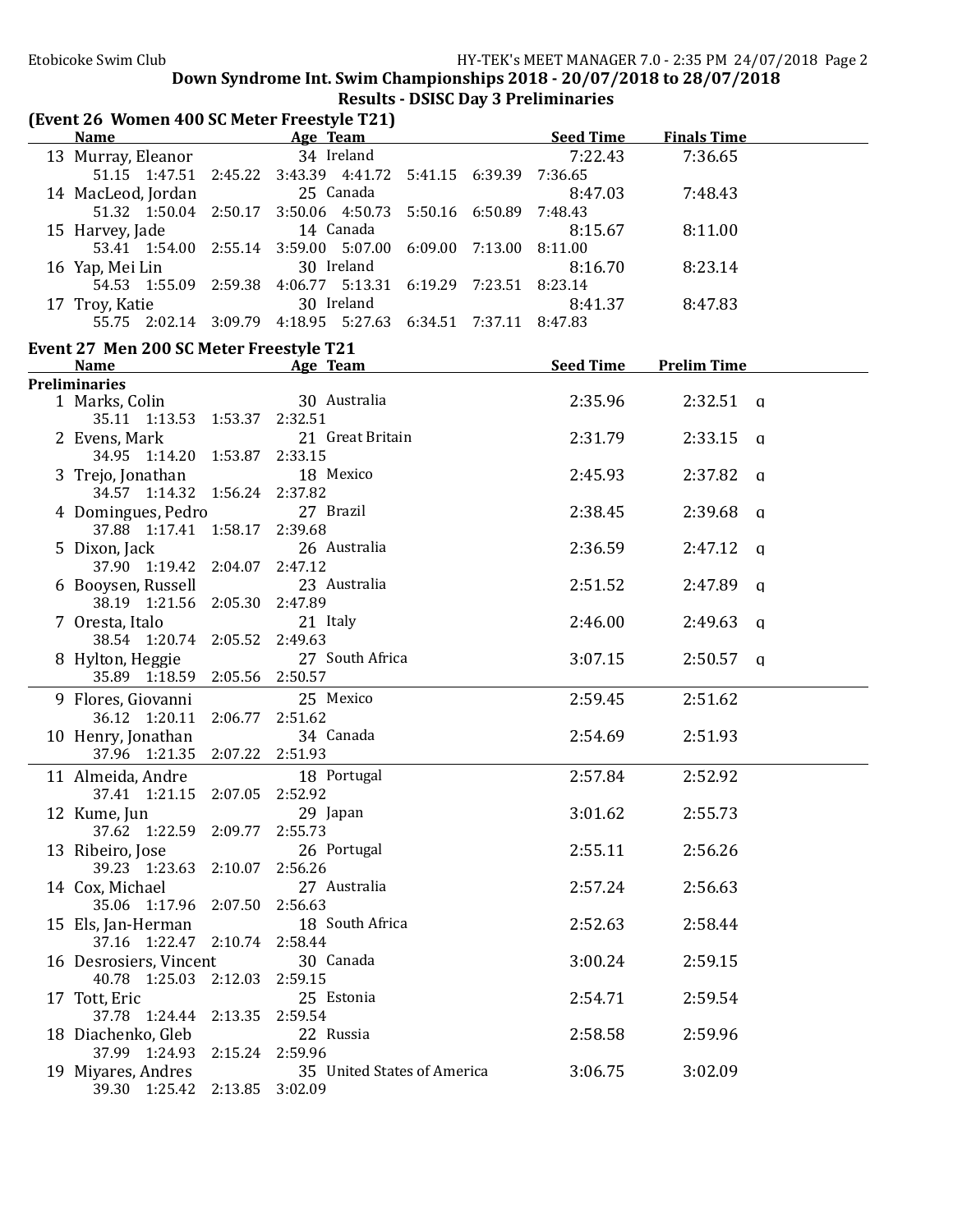Down Syndrome Int. Swim Championships 2018 - 20/07/2018 to 28/07/2018

Results - DSISC Day 3 Preliminaries

## (Event 26 Women 400 SC Meter Freestyle T21)

| | Name | Age | Team | Seed Time | Finals Time |
|---|---|---|---|---|---|
| 13 | Murray, Eleanor | 34 | Ireland | 7:22.43 | 7:36.65 |
| | 51.15 1:47.51 2:45.22 3:43.39 4:41.72 5:41.15 6:39.39 7:36.65 | | | | |
| 14 | MacLeod, Jordan | 25 | Canada | 8:47.03 | 7:48.43 |
| | 51.32 1:50.04 2:50.17 3:50.06 4:50.73 5:50.16 6:50.89 7:48.43 | | | | |
| 15 | Harvey, Jade | 14 | Canada | 8:15.67 | 8:11.00 |
| | 53.41 1:54.00 2:55.14 3:59.00 5:07.00 6:09.00 7:13.00 8:11.00 | | | | |
| 16 | Yap, Mei Lin | 30 | Ireland | 8:16.70 | 8:23.14 |
| | 54.53 1:55.09 2:59.38 4:06.77 5:13.31 6:19.29 7:23.51 8:23.14 | | | | |
| 17 | Troy, Katie | 30 | Ireland | 8:41.37 | 8:47.83 |
| | 55.75 2:02.14 3:09.79 4:18.95 5:27.63 6:34.51 7:37.11 8:47.83 | | | | |

## Event 27 Men 200 SC Meter Freestyle T21

| | Name | Age | Team | Seed Time | Prelim Time | |
|---|---|---|---|---|---|---|
| **Preliminaries** | | | | | | |
| 1 | Marks, Colin | 30 | Australia | 2:35.96 | 2:32.51 | q |
| | 35.11 1:13.53 1:53.37 2:32.51 | | | | | |
| 2 | Evens, Mark | 21 | Great Britain | 2:31.79 | 2:33.15 | q |
| | 34.95 1:14.20 1:53.87 2:33.15 | | | | | |
| 3 | Trejo, Jonathan | 18 | Mexico | 2:45.93 | 2:37.82 | q |
| | 34.57 1:14.32 1:56.24 2:37.82 | | | | | |
| 4 | Domingues, Pedro | 27 | Brazil | 2:38.45 | 2:39.68 | q |
| | 37.88 1:17.41 1:58.17 2:39.68 | | | | | |
| 5 | Dixon, Jack | 26 | Australia | 2:36.59 | 2:47.12 | q |
| | 37.90 1:19.42 2:04.07 2:47.12 | | | | | |
| 6 | Booysen, Russell | 23 | Australia | 2:51.52 | 2:47.89 | q |
| | 38.19 1:21.56 2:05.30 2:47.89 | | | | | |
| 7 | Oresta, Italo | 21 | Italy | 2:46.00 | 2:49.63 | q |
| | 38.54 1:20.74 2:05.52 2:49.63 | | | | | |
| 8 | Hylton, Heggie | 27 | South Africa | 3:07.15 | 2:50.57 | q |
| | 35.89 1:18.59 2:05.56 2:50.57 | | | | | |
| 9 | Flores, Giovanni | 25 | Mexico | 2:59.45 | 2:51.62 | |
| | 36.12 1:20.11 2:06.77 2:51.62 | | | | | |
| 10 | Henry, Jonathan | 34 | Canada | 2:54.69 | 2:51.93 | |
| | 37.96 1:21.35 2:07.22 2:51.93 | | | | | |
| 11 | Almeida, Andre | 18 | Portugal | 2:57.84 | 2:52.92 | |
| | 37.41 1:21.15 2:07.05 2:52.92 | | | | | |
| 12 | Kume, Jun | 29 | Japan | 3:01.62 | 2:55.73 | |
| | 37.62 1:22.59 2:09.77 2:55.73 | | | | | |
| 13 | Ribeiro, Jose | 26 | Portugal | 2:55.11 | 2:56.26 | |
| | 39.23 1:23.63 2:10.07 2:56.26 | | | | | |
| 14 | Cox, Michael | 27 | Australia | 2:57.24 | 2:56.63 | |
| | 35.06 1:17.96 2:07.50 2:56.63 | | | | | |
| 15 | Els, Jan-Herman | 18 | South Africa | 2:52.63 | 2:58.44 | |
| | 37.16 1:22.47 2:10.74 2:58.44 | | | | | |
| 16 | Desrosiers, Vincent | 30 | Canada | 3:00.24 | 2:59.15 | |
| | 40.78 1:25.03 2:12.03 2:59.15 | | | | | |
| 17 | Tott, Eric | 25 | Estonia | 2:54.71 | 2:59.54 | |
| | 37.78 1:24.44 2:13.35 2:59.54 | | | | | |
| 18 | Diachenko, Gleb | 22 | Russia | 2:58.58 | 2:59.96 | |
| | 37.99 1:24.93 2:15.24 2:59.96 | | | | | |
| 19 | Miyares, Andres | 35 | United States of America | 3:06.75 | 3:02.09 | |
| | 39.30 1:25.42 2:13.85 3:02.09 | | | | | |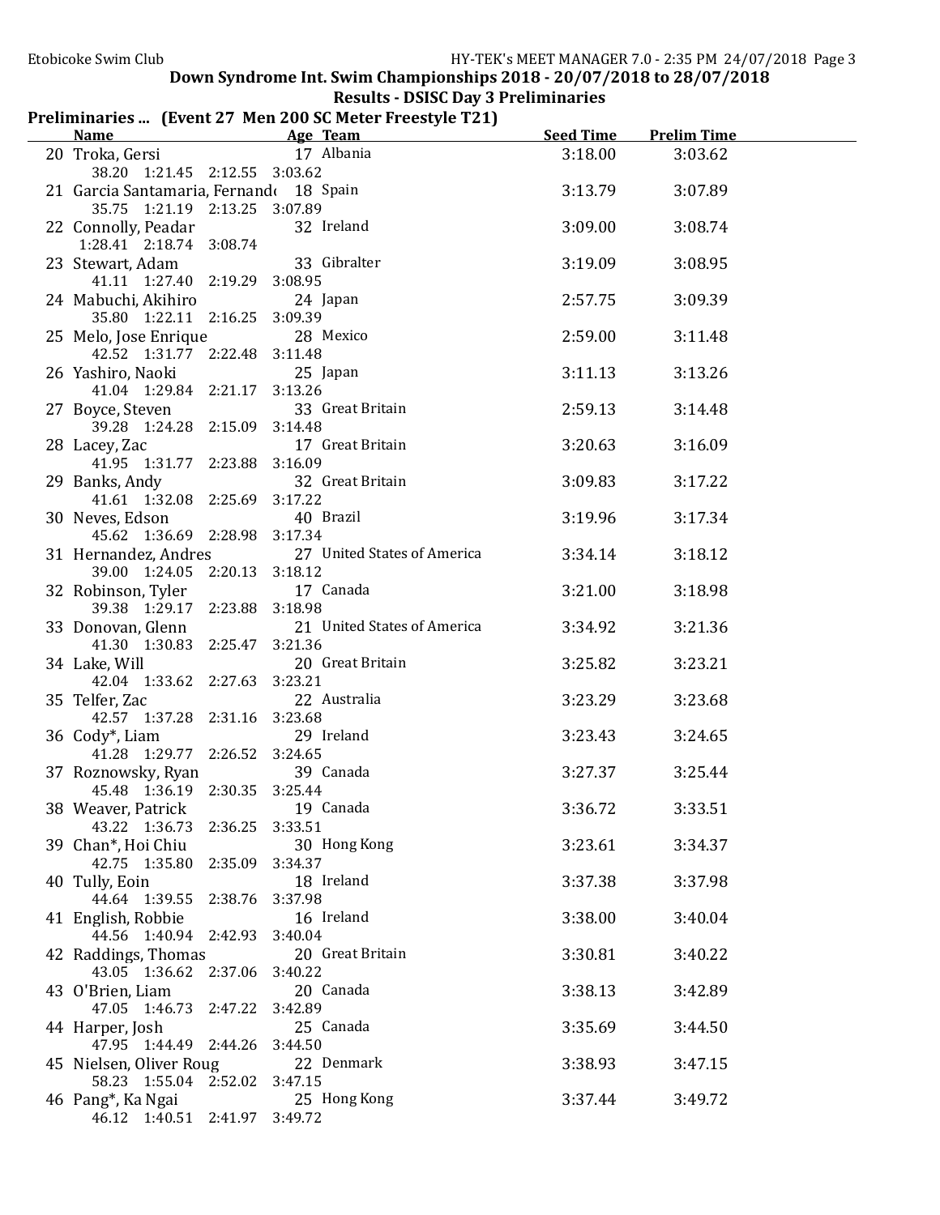**Down Syndrome Int. Swim Championships 2018 - 20/07/2018 to 28/07/2018**

**Results - DSISC Day 3 Preliminaries**

## Preliminaries ... (Event 27 Men 200 SC Meter Freestyle T21)

| | Name | Age | Team | Seed Time | Prelim Time |
|---|---|---|---|---|---|
| 20 | Troka, Gersi | 17 | Albania | 3:18.00 | 3:03.62 |
| | 38.20 1:21.45 2:12.55 3:03.62 | | | | |
| 21 | Garcia Santamaria, Fernando | 18 | Spain | 3:13.79 | 3:07.89 |
| | 35.75 1:21.19 2:13.25 3:07.89 | | | | |
| 22 | Connolly, Peadar | 32 | Ireland | 3:09.00 | 3:08.74 |
| | 1:28.41 2:18.74 3:08.74 | | | | |
| 23 | Stewart, Adam | 33 | Gibralter | 3:19.09 | 3:08.95 |
| | 41.11 1:27.40 2:19.29 3:08.95 | | | | |
| 24 | Mabuchi, Akihiro | 24 | Japan | 2:57.75 | 3:09.39 |
| | 35.80 1:22.11 2:16.25 3:09.39 | | | | |
| 25 | Melo, Jose Enrique | 28 | Mexico | 2:59.00 | 3:11.48 |
| | 42.52 1:31.77 2:22.48 3:11.48 | | | | |
| 26 | Yashiro, Naoki | 25 | Japan | 3:11.13 | 3:13.26 |
| | 41.04 1:29.84 2:21.17 3:13.26 | | | | |
| 27 | Boyce, Steven | 33 | Great Britain | 2:59.13 | 3:14.48 |
| | 39.28 1:24.28 2:15.09 3:14.48 | | | | |
| 28 | Lacey, Zac | 17 | Great Britain | 3:20.63 | 3:16.09 |
| | 41.95 1:31.77 2:23.88 3:16.09 | | | | |
| 29 | Banks, Andy | 32 | Great Britain | 3:09.83 | 3:17.22 |
| | 41.61 1:32.08 2:25.69 3:17.22 | | | | |
| 30 | Neves, Edson | 40 | Brazil | 3:19.96 | 3:17.34 |
| | 45.62 1:36.69 2:28.98 3:17.34 | | | | |
| 31 | Hernandez, Andres | 27 | United States of America | 3:34.14 | 3:18.12 |
| | 39.00 1:24.05 2:20.13 3:18.12 | | | | |
| 32 | Robinson, Tyler | 17 | Canada | 3:21.00 | 3:18.98 |
| | 39.38 1:29.17 2:23.88 3:18.98 | | | | |
| 33 | Donovan, Glenn | 21 | United States of America | 3:34.92 | 3:21.36 |
| | 41.30 1:30.83 2:25.47 3:21.36 | | | | |
| 34 | Lake, Will | 20 | Great Britain | 3:25.82 | 3:23.21 |
| | 42.04 1:33.62 2:27.63 3:23.21 | | | | |
| 35 | Telfer, Zac | 22 | Australia | 3:23.29 | 3:23.68 |
| | 42.57 1:37.28 2:31.16 3:23.68 | | | | |
| 36 | Cody*, Liam | 29 | Ireland | 3:23.43 | 3:24.65 |
| | 41.28 1:29.77 2:26.52 3:24.65 | | | | |
| 37 | Roznowsky, Ryan | 39 | Canada | 3:27.37 | 3:25.44 |
| | 45.48 1:36.19 2:30.35 3:25.44 | | | | |
| 38 | Weaver, Patrick | 19 | Canada | 3:36.72 | 3:33.51 |
| | 43.22 1:36.73 2:36.25 3:33.51 | | | | |
| 39 | Chan*, Hoi Chiu | 30 | Hong Kong | 3:23.61 | 3:34.37 |
| | 42.75 1:35.80 2:35.09 3:34.37 | | | | |
| 40 | Tully, Eoin | 18 | Ireland | 3:37.38 | 3:37.98 |
| | 44.64 1:39.55 2:38.76 3:37.98 | | | | |
| 41 | English, Robbie | 16 | Ireland | 3:38.00 | 3:40.04 |
| | 44.56 1:40.94 2:42.93 3:40.04 | | | | |
| 42 | Raddings, Thomas | 20 | Great Britain | 3:30.81 | 3:40.22 |
| | 43.05 1:36.62 2:37.06 3:40.22 | | | | |
| 43 | O'Brien, Liam | 20 | Canada | 3:38.13 | 3:42.89 |
| | 47.05 1:46.73 2:47.22 3:42.89 | | | | |
| 44 | Harper, Josh | 25 | Canada | 3:35.69 | 3:44.50 |
| | 47.95 1:44.49 2:44.26 3:44.50 | | | | |
| 45 | Nielsen, Oliver Roug | 22 | Denmark | 3:38.93 | 3:47.15 |
| | 58.23 1:55.04 2:52.02 3:47.15 | | | | |
| 46 | Pang*, Ka Ngai | 25 | Hong Kong | 3:37.44 | 3:49.72 |
| | 46.12 1:40.51 2:41.97 3:49.72 | | | | |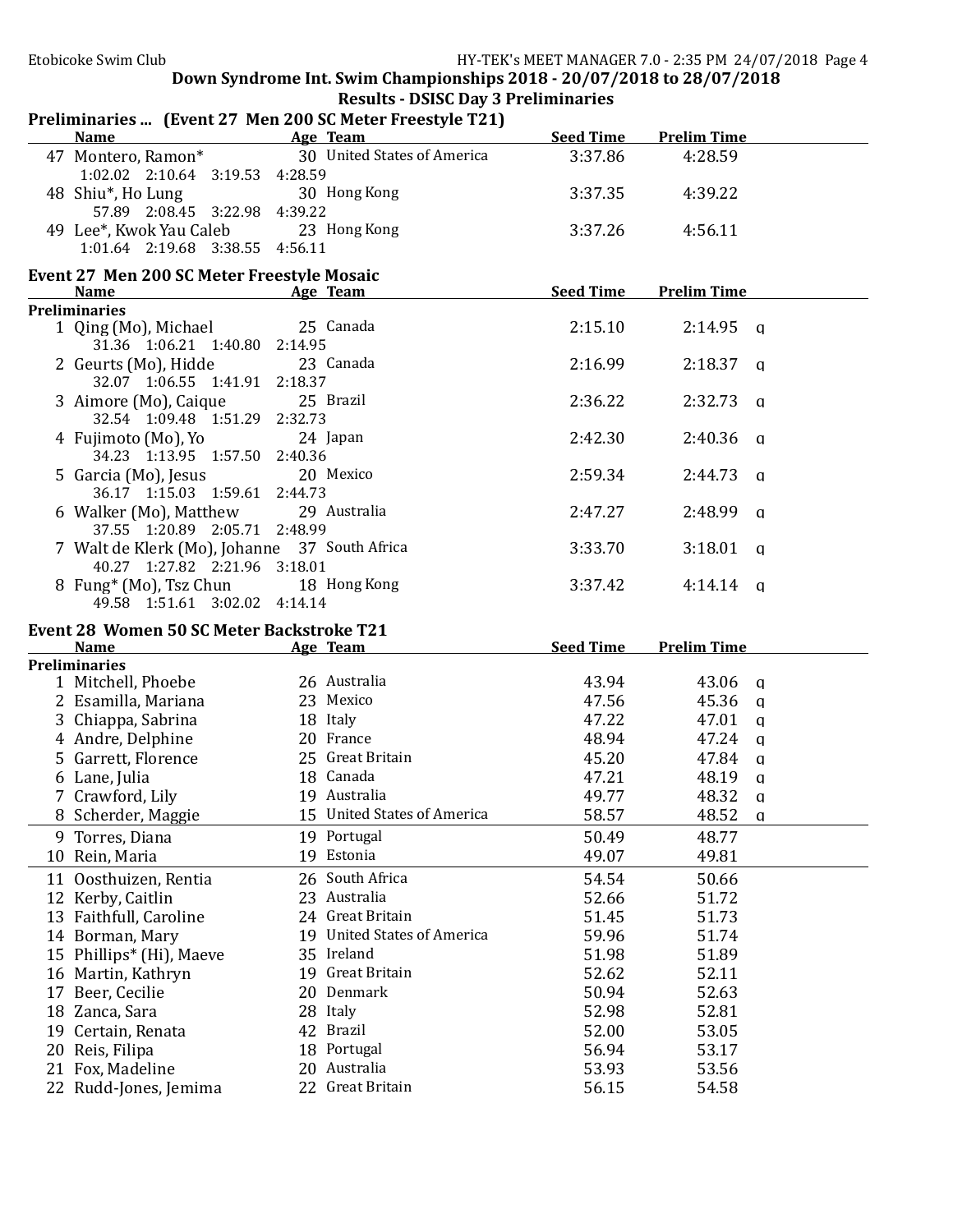## Down Syndrome Int. Swim Championships 2018 - 20/07/2018 to 28/07/2018

### Results - DSISC Day 3 Preliminaries

**Preliminaries ... (Event 27 Men 200 SC Meter Freestyle T21)**

| | Name | Age | Team | Seed Time | Prelim Time | |
|---|---|---|---|---|---|---|
| 47 | Montero, Ramon* | 30 | United States of America | 3:37.86 | 4:28.59 | |
| | 1:02.02 2:10.64 3:19.53 4:28.59 | | | | | |
| 48 | Shiu*, Ho Lung | 30 | Hong Kong | 3:37.35 | 4:39.22 | |
| | 57.89 2:08.45 3:22.98 4:39.22 | | | | | |
| 49 | Lee*, Kwok Yau Caleb | 23 | Hong Kong | 3:37.26 | 4:56.11 | |
| | 1:01.64 2:19.68 3:38.55 4:56.11 | | | | | |

**Event 27 Men 200 SC Meter Freestyle Mosaic**

| | Name | Age | Team | Seed Time | Prelim Time | |
|---|---|---|---|---|---|---|
| **Preliminaries** | | | | | | |
| 1 | Qing (Mo), Michael | 25 | Canada | 2:15.10 | 2:14.95 | q |
| | 31.36 1:06.21 1:40.80 2:14.95 | | | | | |
| 2 | Geurts (Mo), Hidde | 23 | Canada | 2:16.99 | 2:18.37 | q |
| | 32.07 1:06.55 1:41.91 2:18.37 | | | | | |
| 3 | Aimore (Mo), Caique | 25 | Brazil | 2:36.22 | 2:32.73 | q |
| | 32.54 1:09.48 1:51.29 2:32.73 | | | | | |
| 4 | Fujimoto (Mo), Yo | 24 | Japan | 2:42.30 | 2:40.36 | q |
| | 34.23 1:13.95 1:57.50 2:40.36 | | | | | |
| 5 | Garcia (Mo), Jesus | 20 | Mexico | 2:59.34 | 2:44.73 | q |
| | 36.17 1:15.03 1:59.61 2:44.73 | | | | | |
| 6 | Walker (Mo), Matthew | 29 | Australia | 2:47.27 | 2:48.99 | q |
| | 37.55 1:20.89 2:05.71 2:48.99 | | | | | |
| 7 | Walt de Klerk (Mo), Johanne | 37 | South Africa | 3:33.70 | 3:18.01 | q |
| | 40.27 1:27.82 2:21.96 3:18.01 | | | | | |
| 8 | Fung* (Mo), Tsz Chun | 18 | Hong Kong | 3:37.42 | 4:14.14 | q |
| | 49.58 1:51.61 3:02.02 4:14.14 | | | | | |

**Event 28 Women 50 SC Meter Backstroke T21**

| | Name | Age | Team | Seed Time | Prelim Time | |
|---|---|---|---|---|---|---|
| **Preliminaries** | | | | | | |
| 1 | Mitchell, Phoebe | 26 | Australia | 43.94 | 43.06 | q |
| 2 | Esamilla, Mariana | 23 | Mexico | 47.56 | 45.36 | q |
| 3 | Chiappa, Sabrina | 18 | Italy | 47.22 | 47.01 | q |
| 4 | Andre, Delphine | 20 | France | 48.94 | 47.24 | q |
| 5 | Garrett, Florence | 25 | Great Britain | 45.20 | 47.84 | q |
| 6 | Lane, Julia | 18 | Canada | 47.21 | 48.19 | q |
| 7 | Crawford, Lily | 19 | Australia | 49.77 | 48.32 | q |
| 8 | Scherder, Maggie | 15 | United States of America | 58.57 | 48.52 | q |
| 9 | Torres, Diana | 19 | Portugal | 50.49 | 48.77 | |
| 10 | Rein, Maria | 19 | Estonia | 49.07 | 49.81 | |
| 11 | Oosthuizen, Rentia | 26 | South Africa | 54.54 | 50.66 | |
| 12 | Kerby, Caitlin | 23 | Australia | 52.66 | 51.72 | |
| 13 | Faithfull, Caroline | 24 | Great Britain | 51.45 | 51.73 | |
| 14 | Borman, Mary | 19 | United States of America | 59.96 | 51.74 | |
| 15 | Phillips* (Hi), Maeve | 35 | Ireland | 51.98 | 51.89 | |
| 16 | Martin, Kathryn | 19 | Great Britain | 52.62 | 52.11 | |
| 17 | Beer, Cecilie | 20 | Denmark | 50.94 | 52.63 | |
| 18 | Zanca, Sara | 28 | Italy | 52.98 | 52.81 | |
| 19 | Certain, Renata | 42 | Brazil | 52.00 | 53.05 | |
| 20 | Reis, Filipa | 18 | Portugal | 56.94 | 53.17 | |
| 21 | Fox, Madeline | 20 | Australia | 53.93 | 53.56 | |
| 22 | Rudd-Jones, Jemima | 22 | Great Britain | 56.15 | 54.58 | |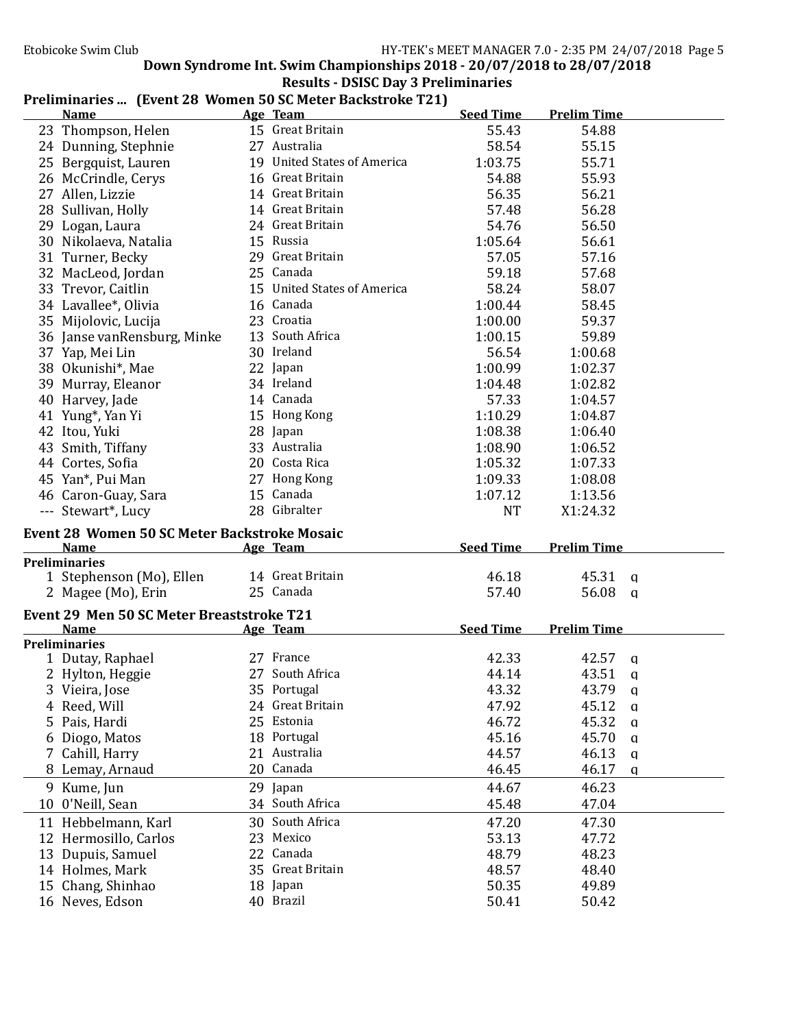## Down Syndrome Int. Swim Championships 2018 - 20/07/2018 to 28/07/2018

### Results - DSISC Day 3 Preliminaries

### Preliminaries ... (Event 28 Women 50 SC Meter Backstroke T21)

| | Name | Age | Team | Seed Time | Prelim Time | |
|---|---|---|---|---|---|---|
| 23 | Thompson, Helen | 15 | Great Britain | 55.43 | 54.88 | |
| 24 | Dunning, Stephnie | 27 | Australia | 58.54 | 55.15 | |
| 25 | Bergquist, Lauren | 19 | United States of America | 1:03.75 | 55.71 | |
| 26 | McCrindle, Cerys | 16 | Great Britain | 54.88 | 55.93 | |
| 27 | Allen, Lizzie | 14 | Great Britain | 56.35 | 56.21 | |
| 28 | Sullivan, Holly | 14 | Great Britain | 57.48 | 56.28 | |
| 29 | Logan, Laura | 24 | Great Britain | 54.76 | 56.50 | |
| 30 | Nikolaeva, Natalia | 15 | Russia | 1:05.64 | 56.61 | |
| 31 | Turner, Becky | 29 | Great Britain | 57.05 | 57.16 | |
| 32 | MacLeod, Jordan | 25 | Canada | 59.18 | 57.68 | |
| 33 | Trevor, Caitlin | 15 | United States of America | 58.24 | 58.07 | |
| 34 | Lavallee*, Olivia | 16 | Canada | 1:00.44 | 58.45 | |
| 35 | Mijolovic, Lucija | 23 | Croatia | 1:00.00 | 59.37 | |
| 36 | Janse vanRensburg, Minke | 13 | South Africa | 1:00.15 | 59.89 | |
| 37 | Yap, Mei Lin | 30 | Ireland | 56.54 | 1:00.68 | |
| 38 | Okunishi*, Mae | 22 | Japan | 1:00.99 | 1:02.37 | |
| 39 | Murray, Eleanor | 34 | Ireland | 1:04.48 | 1:02.82 | |
| 40 | Harvey, Jade | 14 | Canada | 57.33 | 1:04.57 | |
| 41 | Yung*, Yan Yi | 15 | Hong Kong | 1:10.29 | 1:04.87 | |
| 42 | Itou, Yuki | 28 | Japan | 1:08.38 | 1:06.40 | |
| 43 | Smith, Tiffany | 33 | Australia | 1:08.90 | 1:06.52 | |
| 44 | Cortes, Sofia | 20 | Costa Rica | 1:05.32 | 1:07.33 | |
| 45 | Yan*, Pui Man | 27 | Hong Kong | 1:09.33 | 1:08.08 | |
| 46 | Caron-Guay, Sara | 15 | Canada | 1:07.12 | 1:13.56 | |
| --- | Stewart*, Lucy | 28 | Gibralter | NT | X1:24.32 | |

### Event 28 Women 50 SC Meter Backstroke Mosaic

| | Name | Age | Team | Seed Time | Prelim Time | |
|---|---|---|---|---|---|---|
| **Preliminaries** | | | | | | |
| 1 | Stephenson (Mo), Ellen | 14 | Great Britain | 46.18 | 45.31 | q |
| 2 | Magee (Mo), Erin | 25 | Canada | 57.40 | 56.08 | q |

### Event 29 Men 50 SC Meter Breaststroke T21

| | Name | Age | Team | Seed Time | Prelim Time | |
|---|---|---|---|---|---|---|
| **Preliminaries** | | | | | | |
| 1 | Dutay, Raphael | 27 | France | 42.33 | 42.57 | q |
| 2 | Hylton, Heggie | 27 | South Africa | 44.14 | 43.51 | q |
| 3 | Vieira, Jose | 35 | Portugal | 43.32 | 43.79 | q |
| 4 | Reed, Will | 24 | Great Britain | 47.92 | 45.12 | q |
| 5 | Pais, Hardi | 25 | Estonia | 46.72 | 45.32 | q |
| 6 | Diogo, Matos | 18 | Portugal | 45.16 | 45.70 | q |
| 7 | Cahill, Harry | 21 | Australia | 44.57 | 46.13 | q |
| 8 | Lemay, Arnaud | 20 | Canada | 46.45 | 46.17 | q |
| 9 | Kume, Jun | 29 | Japan | 44.67 | 46.23 | |
| 10 | 0'Neill, Sean | 34 | South Africa | 45.48 | 47.04 | |
| 11 | Hebbelmann, Karl | 30 | South Africa | 47.20 | 47.30 | |
| 12 | Hermosillo, Carlos | 23 | Mexico | 53.13 | 47.72 | |
| 13 | Dupuis, Samuel | 22 | Canada | 48.79 | 48.23 | |
| 14 | Holmes, Mark | 35 | Great Britain | 48.57 | 48.40 | |
| 15 | Chang, Shinhao | 18 | Japan | 50.35 | 49.89 | |
| 16 | Neves, Edson | 40 | Brazil | 50.41 | 50.42 | |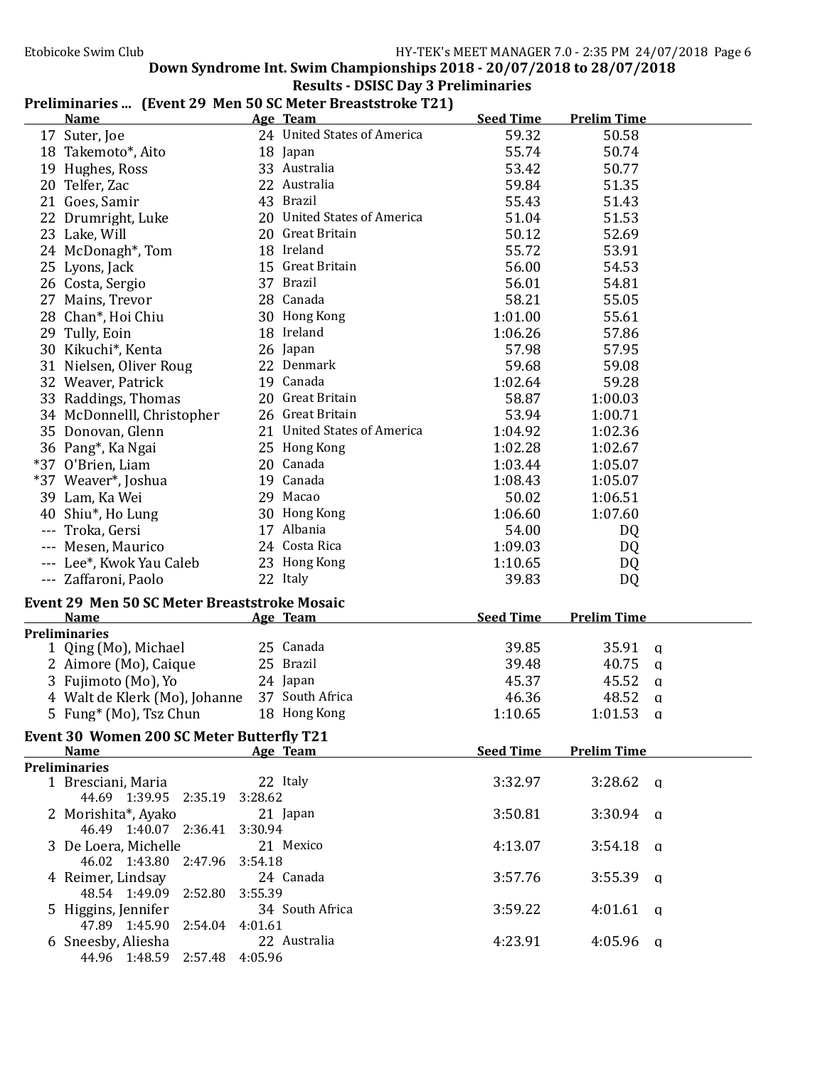## Down Syndrome Int. Swim Championships 2018 - 20/07/2018 to 28/07/2018

### Results - DSISC Day 3 Preliminaries

### Preliminaries ... (Event 29 Men 50 SC Meter Breaststroke T21)

| | Name | Age | Team | Seed Time | Prelim Time | |
|---|---|---|---|---|---|---|
| 17 | Suter, Joe | 24 | United States of America | 59.32 | 50.58 | |
| 18 | Takemoto*, Aito | 18 | Japan | 55.74 | 50.74 | |
| 19 | Hughes, Ross | 33 | Australia | 53.42 | 50.77 | |
| 20 | Telfer, Zac | 22 | Australia | 59.84 | 51.35 | |
| 21 | Goes, Samir | 43 | Brazil | 55.43 | 51.43 | |
| 22 | Drumright, Luke | 20 | United States of America | 51.04 | 51.53 | |
| 23 | Lake, Will | 20 | Great Britain | 50.12 | 52.69 | |
| 24 | McDonagh*, Tom | 18 | Ireland | 55.72 | 53.91 | |
| 25 | Lyons, Jack | 15 | Great Britain | 56.00 | 54.53 | |
| 26 | Costa, Sergio | 37 | Brazil | 56.01 | 54.81 | |
| 27 | Mains, Trevor | 28 | Canada | 58.21 | 55.05 | |
| 28 | Chan*, Hoi Chiu | 30 | Hong Kong | 1:01.00 | 55.61 | |
| 29 | Tully, Eoin | 18 | Ireland | 1:06.26 | 57.86 | |
| 30 | Kikuchi*, Kenta | 26 | Japan | 57.98 | 57.95 | |
| 31 | Nielsen, Oliver Roug | 22 | Denmark | 59.68 | 59.08 | |
| 32 | Weaver, Patrick | 19 | Canada | 1:02.64 | 59.28 | |
| 33 | Raddings, Thomas | 20 | Great Britain | 58.87 | 1:00.03 | |
| 34 | McDonnelll, Christopher | 26 | Great Britain | 53.94 | 1:00.71 | |
| 35 | Donovan, Glenn | 21 | United States of America | 1:04.92 | 1:02.36 | |
| 36 | Pang*, Ka Ngai | 25 | Hong Kong | 1:02.28 | 1:02.67 | |
| *37 | O'Brien, Liam | 20 | Canada | 1:03.44 | 1:05.07 | |
| *37 | Weaver*, Joshua | 19 | Canada | 1:08.43 | 1:05.07 | |
| 39 | Lam, Ka Wei | 29 | Macao | 50.02 | 1:06.51 | |
| 40 | Shiu*, Ho Lung | 30 | Hong Kong | 1:06.60 | 1:07.60 | |
| --- | Troka, Gersi | 17 | Albania | 54.00 | DQ | |
| --- | Mesen, Maurico | 24 | Costa Rica | 1:09.03 | DQ | |
| --- | Lee*, Kwok Yau Caleb | 23 | Hong Kong | 1:10.65 | DQ | |
| --- | Zaffaroni, Paolo | 22 | Italy | 39.83 | DQ | |

### Event 29 Men 50 SC Meter Breaststroke Mosaic

**Preliminaries**

| | Name | Age | Team | Seed Time | Prelim Time | |
|---|---|---|---|---|---|---|
| 1 | Qing (Mo), Michael | 25 | Canada | 39.85 | 35.91 | q |
| 2 | Aimore (Mo), Caique | 25 | Brazil | 39.48 | 40.75 | q |
| 3 | Fujimoto (Mo), Yo | 24 | Japan | 45.37 | 45.52 | q |
| 4 | Walt de Klerk (Mo), Johanne | 37 | South Africa | 46.36 | 48.52 | q |
| 5 | Fung* (Mo), Tsz Chun | 18 | Hong Kong | 1:10.65 | 1:01.53 | q |

### Event 30 Women 200 SC Meter Butterfly T21

**Preliminaries**

| | Name | Age | Team | Seed Time | Prelim Time | |
|---|---|---|---|---|---|---|
| 1 | Bresciani, Maria | 22 | Italy | 3:32.97 | 3:28.62 | q |
| | 44.69 1:39.95 2:35.19 3:28.62 | | | | | |
| 2 | Morishita*, Ayako | 21 | Japan | 3:50.81 | 3:30.94 | q |
| | 46.49 1:40.07 2:36.41 3:30.94 | | | | | |
| 3 | De Loera, Michelle | 21 | Mexico | 4:13.07 | 3:54.18 | q |
| | 46.02 1:43.80 2:47.96 3:54.18 | | | | | |
| 4 | Reimer, Lindsay | 24 | Canada | 3:57.76 | 3:55.39 | q |
| | 48.54 1:49.09 2:52.80 3:55.39 | | | | | |
| 5 | Higgins, Jennifer | 34 | South Africa | 3:59.22 | 4:01.61 | q |
| | 47.89 1:45.90 2:54.04 4:01.61 | | | | | |
| 6 | Sneesby, Aliesha | 22 | Australia | 4:23.91 | 4:05.96 | q |
| | 44.96 1:48.59 2:57.48 4:05.96 | | | | | |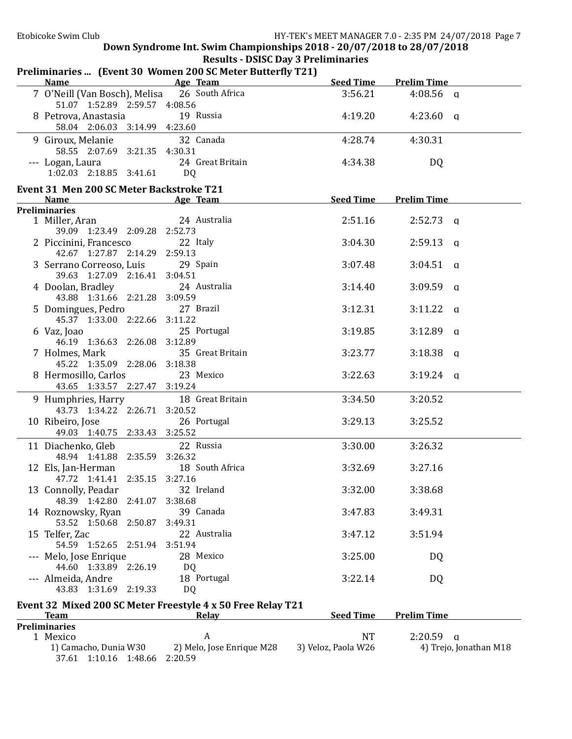**Down Syndrome Int. Swim Championships 2018 - 20/07/2018 to 28/07/2018**

**Results - DSISC Day 3 Preliminaries**

## Preliminaries ... (Event 30 Women 200 SC Meter Butterfly T21)

| | Name | Age | Team | Seed Time | Prelim Time | |
|---|---|---|---|---|---|---|
| 7 | O'Neill (Van Bosch), Melisa | 26 | South Africa | 3:56.21 | 4:08.56 | q |
| | 51.07 1:52.89 2:59.57 4:08.56 | | | | | |
| 8 | Petrova, Anastasia | 19 | Russia | 4:19.20 | 4:23.60 | q |
| | 58.04 2:06.03 3:14.99 4:23.60 | | | | | |
| 9 | Giroux, Melanie | 32 | Canada | 4:28.74 | 4:30.31 | |
| | 58.55 2:07.69 3:21.35 4:30.31 | | | | | |
| --- | Logan, Laura | 24 | Great Britain | 4:34.38 | DQ | |
| | 1:02.03 2:18.85 3:41.61 DQ | | | | | |

## Event 31 Men 200 SC Meter Backstroke T21

**Preliminaries**

| | Name | Age | Team | Seed Time | Prelim Time | |
|---|---|---|---|---|---|---|
| 1 | Miller, Aran | 24 | Australia | 2:51.16 | 2:52.73 | q |
| | 39.09 1:23.49 2:09.28 2:52.73 | | | | | |
| 2 | Piccinini, Francesco | 22 | Italy | 3:04.30 | 2:59.13 | q |
| | 42.67 1:27.87 2:14.29 2:59.13 | | | | | |
| 3 | Serrano Correoso, Luis | 29 | Spain | 3:07.48 | 3:04.51 | q |
| | 39.63 1:27.09 2:16.41 3:04.51 | | | | | |
| 4 | Doolan, Bradley | 24 | Australia | 3:14.40 | 3:09.59 | q |
| | 43.88 1:31.66 2:21.28 3:09.59 | | | | | |
| 5 | Domingues, Pedro | 27 | Brazil | 3:12.31 | 3:11.22 | q |
| | 45.37 1:33.00 2:22.66 3:11.22 | | | | | |
| 6 | Vaz, Joao | 25 | Portugal | 3:19.85 | 3:12.89 | q |
| | 46.19 1:36.63 2:26.08 3:12.89 | | | | | |
| 7 | Holmes, Mark | 35 | Great Britain | 3:23.77 | 3:18.38 | q |
| | 45.22 1:35.09 2:28.06 3:18.38 | | | | | |
| 8 | Hermosillo, Carlos | 23 | Mexico | 3:22.63 | 3:19.24 | q |
| | 43.65 1:33.57 2:27.47 3:19.24 | | | | | |
| 9 | Humphries, Harry | 18 | Great Britain | 3:34.50 | 3:20.52 | |
| | 43.73 1:34.22 2:26.71 3:20.52 | | | | | |
| 10 | Ribeiro, Jose | 26 | Portugal | 3:29.13 | 3:25.52 | |
| | 49.03 1:40.75 2:33.43 3:25.52 | | | | | |
| 11 | Diachenko, Gleb | 22 | Russia | 3:30.00 | 3:26.32 | |
| | 48.94 1:41.88 2:35.59 3:26.32 | | | | | |
| 12 | Els, Jan-Herman | 18 | South Africa | 3:32.69 | 3:27.16 | |
| | 47.72 1:41.41 2:35.15 3:27.16 | | | | | |
| 13 | Connolly, Peadar | 32 | Ireland | 3:32.00 | 3:38.68 | |
| | 48.39 1:42.80 2:41.07 3:38.68 | | | | | |
| 14 | Roznowsky, Ryan | 39 | Canada | 3:47.83 | 3:49.31 | |
| | 53.52 1:50.68 2:50.87 3:49.31 | | | | | |
| 15 | Telfer, Zac | 22 | Australia | 3:47.12 | 3:51.94 | |
| | 54.59 1:52.65 2:51.94 3:51.94 | | | | | |
| --- | Melo, Jose Enrique | 28 | Mexico | 3:25.00 | DQ | |
| | 44.60 1:33.89 2:26.19 DQ | | | | | |
| --- | Almeida, Andre | 18 | Portugal | 3:22.14 | DQ | |
| | 43.83 1:31.69 2:19.33 DQ | | | | | |

## Event 32 Mixed 200 SC Meter Freestyle 4 x 50 Free Relay T21

**Preliminaries**

| | Team | Relay | Seed Time | Prelim Time | |
|---|---|---|---|---|---|
| 1 | Mexico | A | NT | 2:20.59 | q |
| | 1) Camacho, Dunia W30 | 2) Melo, Jose Enrique M28 | 3) Veloz, Paola W26 | 4) Trejo, Jonathan M18 | |
| | 37.61 1:10.16 1:48.66 2:20.59 | | | | |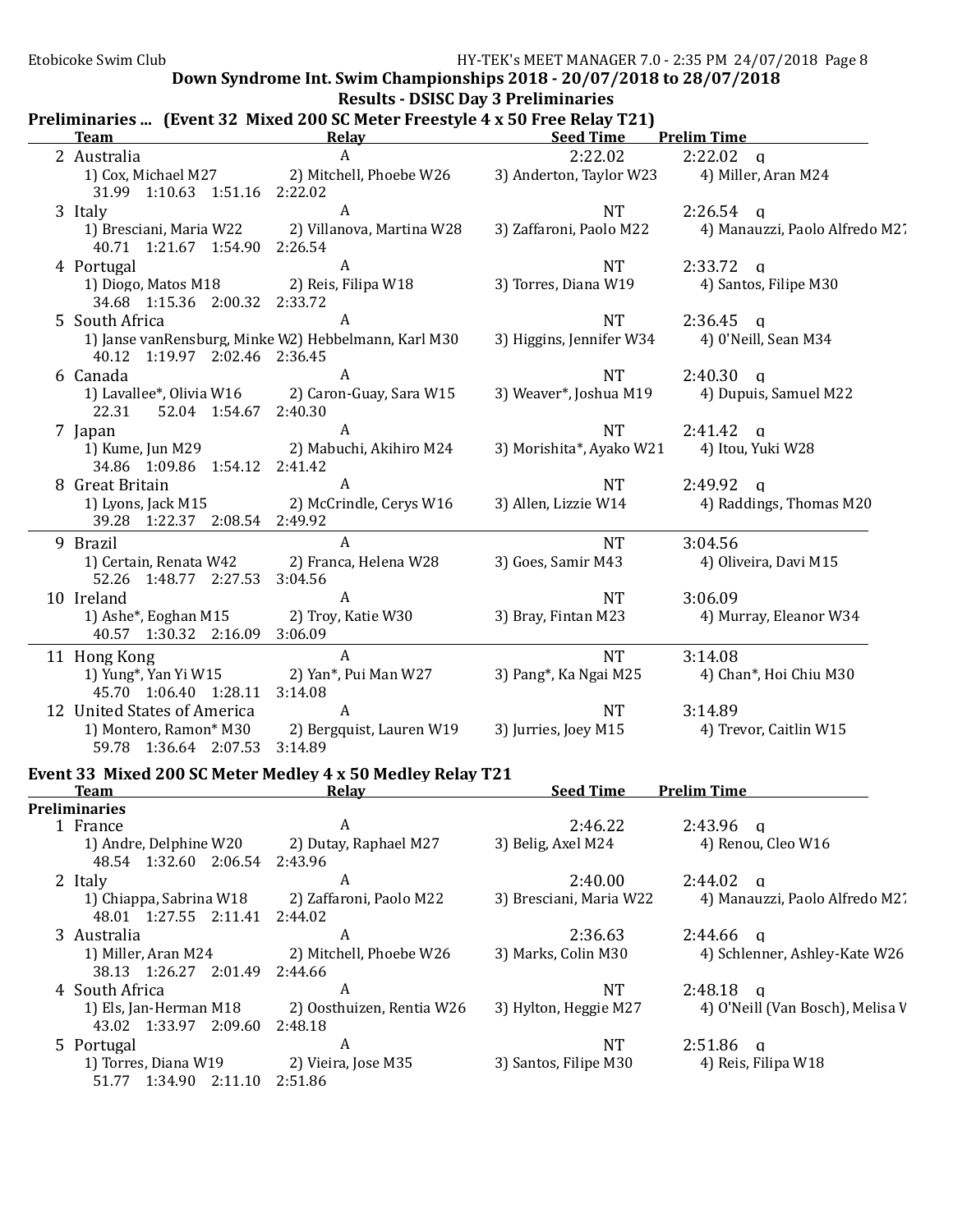## Down Syndrome Int. Swim Championships 2018 - 20/07/2018 to 28/07/2018

### Results - DSISC Day 3 Preliminaries

#### Preliminaries ... (Event 32 Mixed 200 SC Meter Freestyle 4 x 50 Free Relay T21)

| | Team | Relay | | Seed Time | Prelim Time |
|---|---|---|---|---|---|
| 2 | Australia | A | | 2:22.02 | 2:22.02 q |
| | 1) Cox, Michael M27 | 2) Mitchell, Phoebe W26 | 3) Anderton, Taylor W23 | 4) Miller, Aran M24 | |
| | 31.99 1:10.63 1:51.16 2:22.02 | | | | |
| 3 | Italy | A | | NT | 2:26.54 q |
| | 1) Bresciani, Maria W22 | 2) Villanova, Martina W28 | 3) Zaffaroni, Paolo M22 | 4) Manauzzi, Paolo Alfredo M27 | |
| | 40.71 1:21.67 1:54.90 2:26.54 | | | | |
| 4 | Portugal | A | | NT | 2:33.72 q |
| | 1) Diogo, Matos M18 | 2) Reis, Filipa W18 | 3) Torres, Diana W19 | 4) Santos, Filipe M30 | |
| | 34.68 1:15.36 2:00.32 2:33.72 | | | | |
| 5 | South Africa | A | | NT | 2:36.45 q |
| | 1) Janse vanRensburg, Minke W2 | 2) Hebbelmann, Karl M30 | 3) Higgins, Jennifer W34 | 4) O'Neill, Sean M34 | |
| | 40.12 1:19.97 2:02.46 2:36.45 | | | | |
| 6 | Canada | A | | NT | 2:40.30 q |
| | 1) Lavallee*, Olivia W16 | 2) Caron-Guay, Sara W15 | 3) Weaver*, Joshua M19 | 4) Dupuis, Samuel M22 | |
| | 22.31 52.04 1:54.67 2:40.30 | | | | |
| 7 | Japan | A | | NT | 2:41.42 q |
| | 1) Kume, Jun M29 | 2) Mabuchi, Akihiro M24 | 3) Morishita*, Ayako W21 | 4) Itou, Yuki W28 | |
| | 34.86 1:09.86 1:54.12 2:41.42 | | | | |
| 8 | Great Britain | A | | NT | 2:49.92 q |
| | 1) Lyons, Jack M15 | 2) McCrindle, Cerys W16 | 3) Allen, Lizzie W14 | 4) Raddings, Thomas M20 | |
| | 39.28 1:22.37 2:08.54 2:49.92 | | | | |
| 9 | Brazil | A | | NT | 3:04.56 |
| | 1) Certain, Renata W42 | 2) Franca, Helena W28 | 3) Goes, Samir M43 | 4) Oliveira, Davi M15 | |
| | 52.26 1:48.77 2:27.53 3:04.56 | | | | |
| 10 | Ireland | A | | NT | 3:06.09 |
| | 1) Ashe*, Eoghan M15 | 2) Troy, Katie W30 | 3) Bray, Fintan M23 | 4) Murray, Eleanor W34 | |
| | 40.57 1:30.32 2:16.09 3:06.09 | | | | |
| 11 | Hong Kong | A | | NT | 3:14.08 |
| | 1) Yung*, Yan Yi W15 | 2) Yan*, Pui Man W27 | 3) Pang*, Ka Ngai M25 | 4) Chan*, Hoi Chiu M30 | |
| | 45.70 1:06.40 1:28.11 3:14.08 | | | | |
| 12 | United States of America | A | | NT | 3:14.89 |
| | 1) Montero, Ramon* M30 | 2) Bergquist, Lauren W19 | 3) Jurries, Joey M15 | 4) Trevor, Caitlin W15 | |
| | 59.78 1:36.64 2:07.53 3:14.89 | | | | |

#### Event 33 Mixed 200 SC Meter Medley 4 x 50 Medley Relay T21

**Preliminaries**

| | Team | Relay | | Seed Time | Prelim Time |
|---|---|---|---|---|---|
| 1 | France | A | | 2:46.22 | 2:43.96 q |
| | 1) Andre, Delphine W20 | 2) Dutay, Raphael M27 | 3) Belig, Axel M24 | 4) Renou, Cleo W16 | |
| | 48.54 1:32.60 2:06.54 2:43.96 | | | | |
| 2 | Italy | A | | 2:40.00 | 2:44.02 q |
| | 1) Chiappa, Sabrina W18 | 2) Zaffaroni, Paolo M22 | 3) Bresciani, Maria W22 | 4) Manauzzi, Paolo Alfredo M27 | |
| | 48.01 1:27.55 2:11.41 2:44.02 | | | | |
| 3 | Australia | A | | 2:36.63 | 2:44.66 q |
| | 1) Miller, Aran M24 | 2) Mitchell, Phoebe W26 | 3) Marks, Colin M30 | 4) Schlenner, Ashley-Kate W26 | |
| | 38.13 1:26.27 2:01.49 2:44.66 | | | | |
| 4 | South Africa | A | | NT | 2:48.18 q |
| | 1) Els, Jan-Herman M18 | 2) Oosthuizen, Rentia W26 | 3) Hylton, Heggie M27 | 4) O'Neill (Van Bosch), Melisa W | |
| | 43.02 1:33.97 2:09.60 2:48.18 | | | | |
| 5 | Portugal | A | | NT | 2:51.86 q |
| | 1) Torres, Diana W19 | 2) Vieira, Jose M35 | 3) Santos, Filipe M30 | 4) Reis, Filipa W18 | |
| | 51.77 1:34.90 2:11.10 2:51.86 | | | | |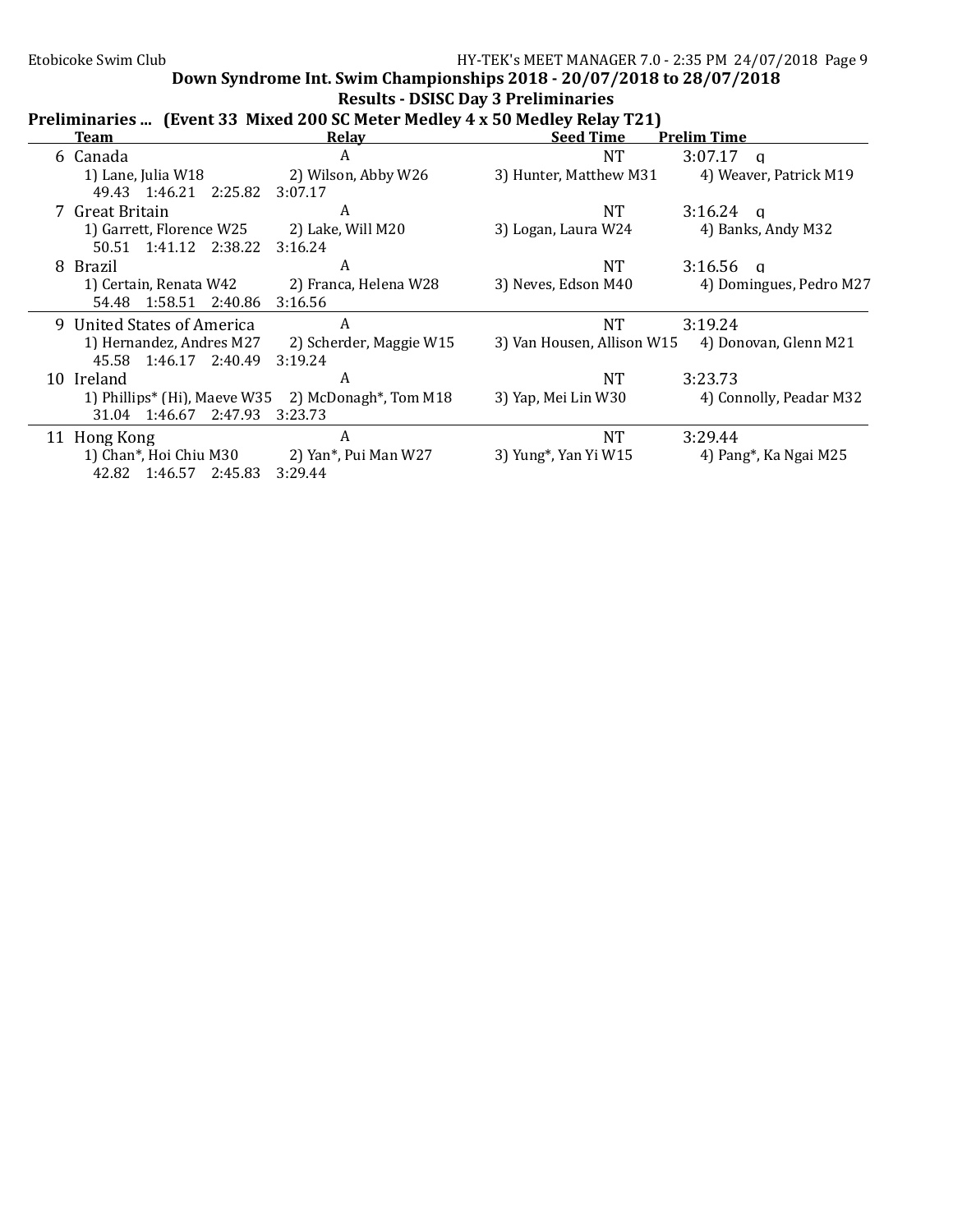## Down Syndrome Int. Swim Championships 2018 - 20/07/2018 to 28/07/2018

### Results - DSISC Day 3 Preliminaries

**Preliminaries ... (Event 33 Mixed 200 SC Meter Medley 4 x 50 Medley Relay T21)**

| Team | Relay | Seed Time | Prelim Time |
|---|---|---|---|
| 6 Canada | A | NT | 3:07.17 q |
| 1) Lane, Julia W18 | 2) Wilson, Abby W26 | 3) Hunter, Matthew M31 | 4) Weaver, Patrick M19 |
| 49.43 1:46.21 2:25.82 | 3:07.17 | | |
| 7 Great Britain | A | NT | 3:16.24 q |
| 1) Garrett, Florence W25 | 2) Lake, Will M20 | 3) Logan, Laura W24 | 4) Banks, Andy M32 |
| 50.51 1:41.12 2:38.22 | 3:16.24 | | |
| 8 Brazil | A | NT | 3:16.56 q |
| 1) Certain, Renata W42 | 2) Franca, Helena W28 | 3) Neves, Edson M40 | 4) Domingues, Pedro M27 |
| 54.48 1:58.51 2:40.86 | 3:16.56 | | |
| 9 United States of America | A | NT | 3:19.24 |
| 1) Hernandez, Andres M27 | 2) Scherder, Maggie W15 | 3) Van Housen, Allison W15 | 4) Donovan, Glenn M21 |
| 45.58 1:46.17 2:40.49 | 3:19.24 | | |
| 10 Ireland | A | NT | 3:23.73 |
| 1) Phillips* (Hi), Maeve W35 | 2) McDonagh*, Tom M18 | 3) Yap, Mei Lin W30 | 4) Connolly, Peadar M32 |
| 31.04 1:46.67 2:47.93 | 3:23.73 | | |
| 11 Hong Kong | A | NT | 3:29.44 |
| 1) Chan*, Hoi Chiu M30 | 2) Yan*, Pui Man W27 | 3) Yung*, Yan Yi W15 | 4) Pang*, Ka Ngai M25 |
| 42.82 1:46.57 2:45.83 | 3:29.44 | | |